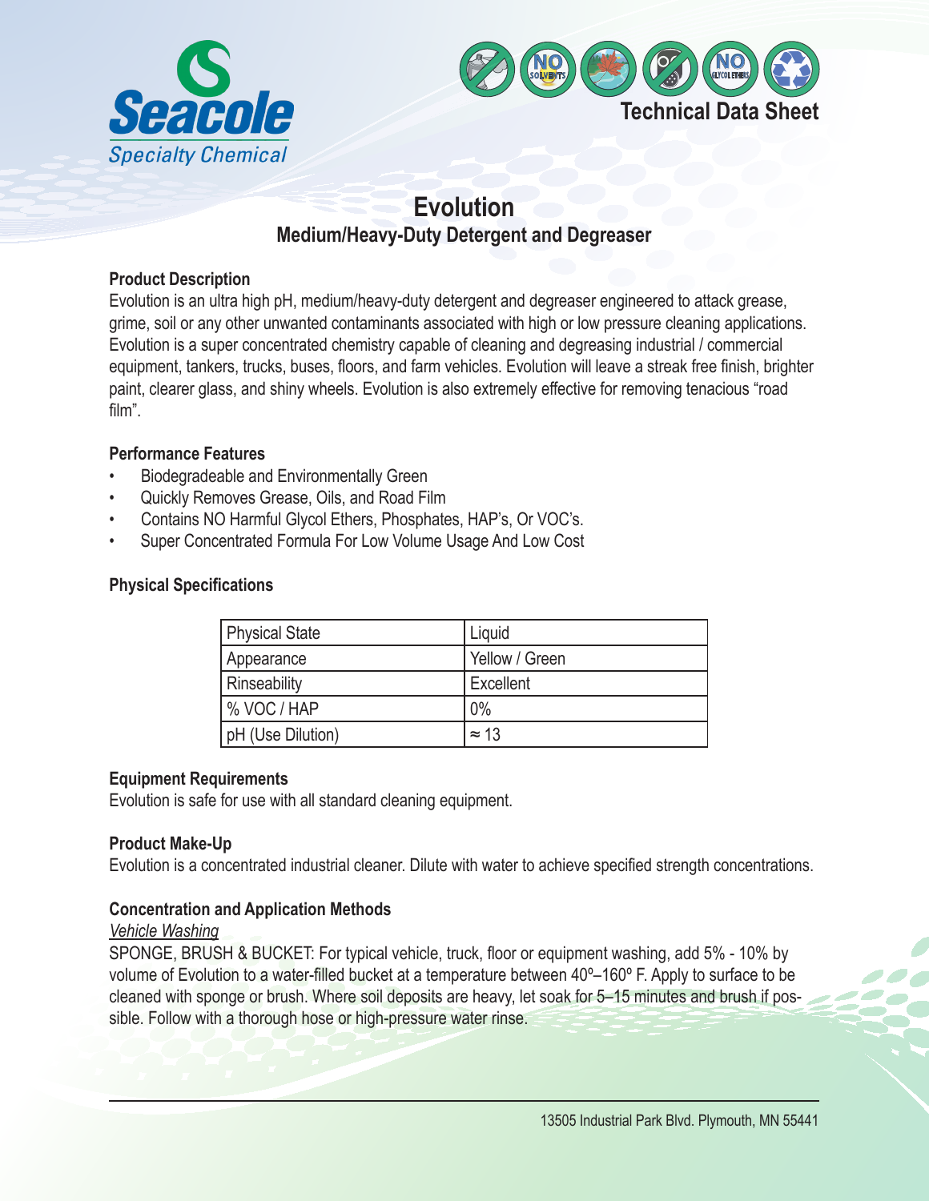Seacole

Specialty Chemical

Technical Data Sheet

# Evolution

## Medium/Heavy-Duty Detergent and Degreaser

### Product Description

Evolution is an ultra high pH, medium/heavy-duty detergent and degreaser engineered to attack grease, grime, soil or any other unwanted contaminants associated with high or low pressure cleaning applications. Evolution is a super concentrated chemistry capable of cleaning and degreasing industrial / commercial equipment, tankers, trucks, buses, floors, and farm vehicles. Evolution will leave a streak free finish, brighter paint, clearer glass, and shiny wheels. Evolution is also extremely effective for removing tenacious "road film".

### Performance Features

- Biodegradeable and Environmentally Green
- Quickly Removes Grease, Oils, and Road Film
- Contains NO Harmful Glycol Ethers, Phosphates, HAP's, Or VOC's.
- Super Concentrated Formula For Low Volume Usage And Low Cost

### Physical Specifications

| Physical State | Liquid |
|---|---|
| Appearance | Yellow / Green |
| Rinseability | Excellent |
| % VOC / HAP | 0% |
| pH (Use Dilution) | ≈ 13 |

### Equipment Requirements

Evolution is safe for use with all standard cleaning equipment.

### Product Make-Up

Evolution is a concentrated industrial cleaner. Dilute with water to achieve specified strength concentrations.

### Concentration and Application Methods

*Vehicle Washing*

SPONGE, BRUSH & BUCKET: For typical vehicle, truck, floor or equipment washing, add 5% - 10% by volume of Evolution to a water-filled bucket at a temperature between 40º–160º F. Apply to surface to be cleaned with sponge or brush. Where soil deposits are heavy, let soak for 5–15 minutes and brush if possible. Follow with a thorough hose or high-pressure water rinse.

13505 Industrial Park Blvd. Plymouth, MN 55441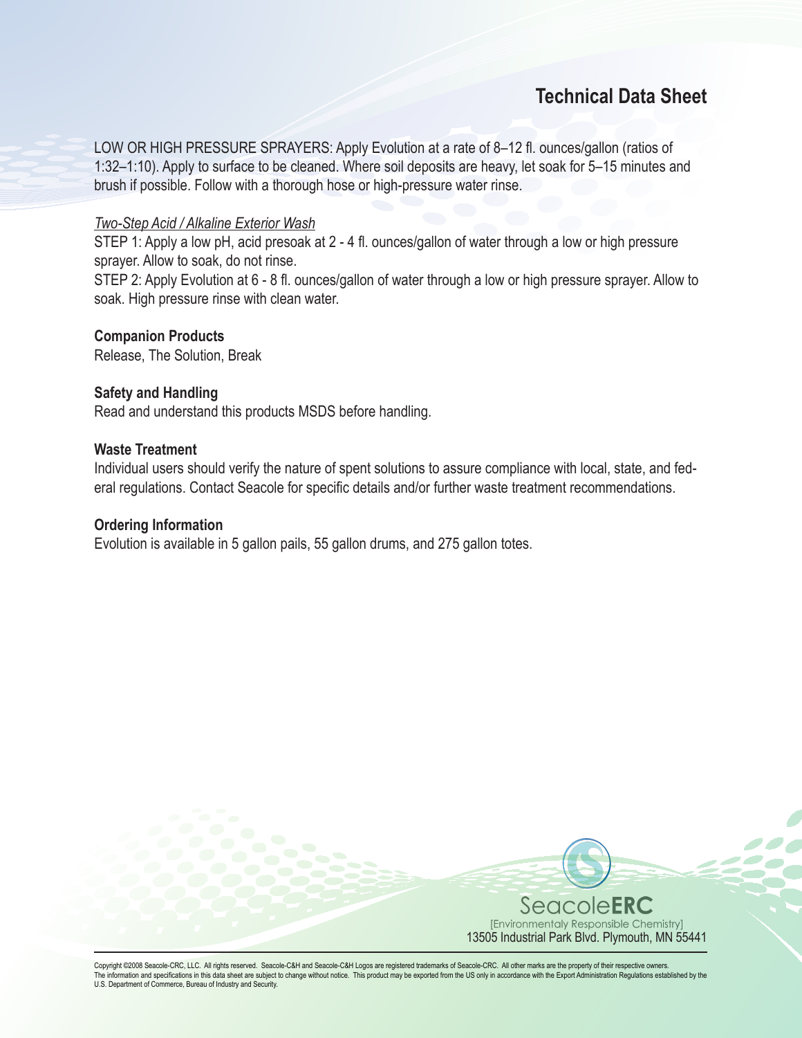LOW OR HIGH PRESSURE SPRAYERS: Apply Evolution at a rate of 8–12 fl. ounces/gallon (ratios of 1:32–1:10). Apply to surface to be cleaned. Where soil deposits are heavy, let soak for 5–15 minutes and brush if possible. Follow with a thorough hose or high-pressure water rinse.

*Two-Step Acid / Alkaline Exterior Wash*

STEP 1: Apply a low pH, acid presoak at 2 - 4 fl. ounces/gallon of water through a low or high pressure sprayer. Allow to soak, do not rinse.

STEP 2: Apply Evolution at 6 - 8 fl. ounces/gallon of water through a low or high pressure sprayer. Allow to soak. High pressure rinse with clean water.

### Companion Products

Release, The Solution, Break

### Safety and Handling

Read and understand this products MSDS before handling.

### Waste Treatment

Individual users should verify the nature of spent solutions to assure compliance with local, state, and federal regulations. Contact Seacole for specific details and/or further waste treatment recommendations.

### Ordering Information

Evolution is available in 5 gallon pails, 55 gallon drums, and 275 gallon totes.

SeacoleERC
[Environmentaly Responsible Chemistry]
13505 Industrial Park Blvd. Plymouth, MN 55441

Copyright ©2008 Seacole-CRC, LLC. All rights reserved. Seacole-C&H and Seacole-C&H Logos are registered trademarks of Seacole-CRC. All other marks are the property of their respective owners. The information and specifications in this data sheet are subject to change without notice. This product may be exported from the US only in accordance with the Export Administration Regulations established by the U.S. Department of Commerce, Bureau of Industry and Security.